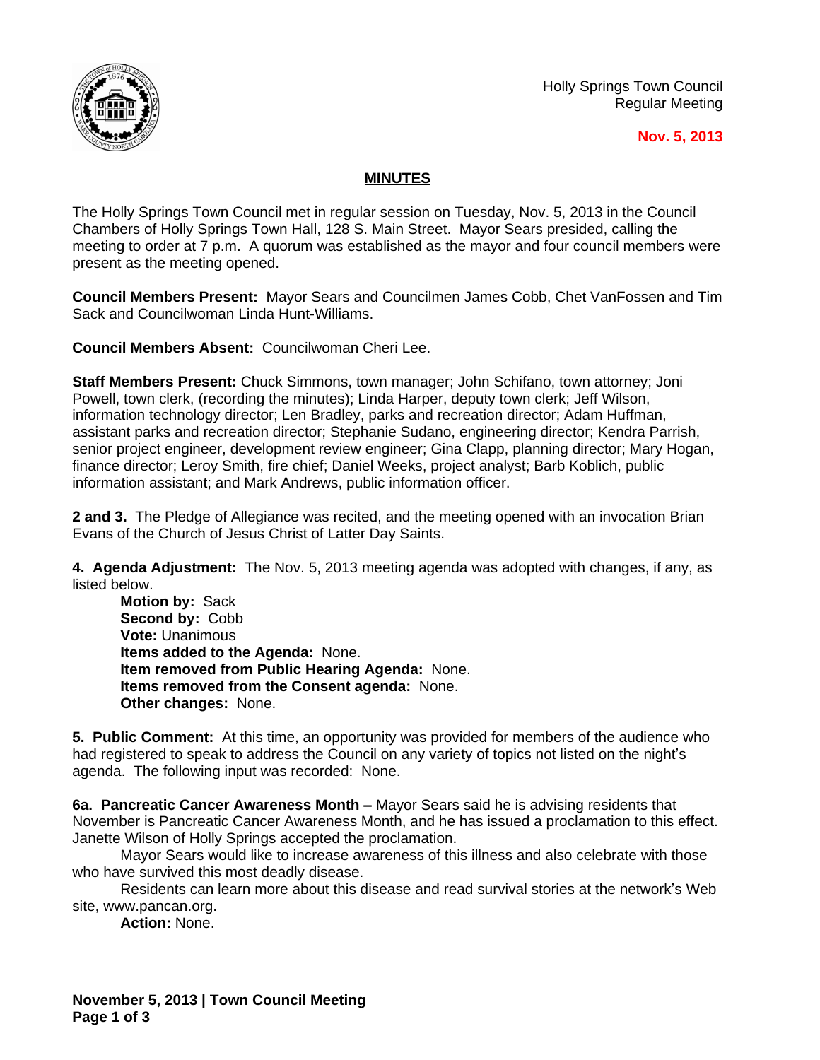Holly Springs Town Council
Regular Meeting

**Nov. 5, 2013**

## MINUTES

The Holly Springs Town Council met in regular session on Tuesday, Nov. 5, 2013 in the Council Chambers of Holly Springs Town Hall, 128 S. Main Street. Mayor Sears presided, calling the meeting to order at 7 p.m. A quorum was established as the mayor and four council members were present as the meeting opened.

**Council Members Present:** Mayor Sears and Councilmen James Cobb, Chet VanFossen and Tim Sack and Councilwoman Linda Hunt-Williams.

**Council Members Absent:** Councilwoman Cheri Lee.

**Staff Members Present:** Chuck Simmons, town manager; John Schifano, town attorney; Joni Powell, town clerk, (recording the minutes); Linda Harper, deputy town clerk; Jeff Wilson, information technology director; Len Bradley, parks and recreation director; Adam Huffman, assistant parks and recreation director; Stephanie Sudano, engineering director; Kendra Parrish, senior project engineer, development review engineer; Gina Clapp, planning director; Mary Hogan, finance director; Leroy Smith, fire chief; Daniel Weeks, project analyst; Barb Koblich, public information assistant; and Mark Andrews, public information officer.

**2 and 3.** The Pledge of Allegiance was recited, and the meeting opened with an invocation Brian Evans of the Church of Jesus Christ of Latter Day Saints.

**4. Agenda Adjustment:** The Nov. 5, 2013 meeting agenda was adopted with changes, if any, as listed below.

**Motion by:** Sack
**Second by:** Cobb
**Vote:** Unanimous
**Items added to the Agenda:** None.
**Item removed from Public Hearing Agenda:** None.
**Items removed from the Consent agenda:** None.
**Other changes:** None.

**5. Public Comment:** At this time, an opportunity was provided for members of the audience who had registered to speak to address the Council on any variety of topics not listed on the night's agenda. The following input was recorded: None.

**6a. Pancreatic Cancer Awareness Month –** Mayor Sears said he is advising residents that November is Pancreatic Cancer Awareness Month, and he has issued a proclamation to this effect. Janette Wilson of Holly Springs accepted the proclamation.

Mayor Sears would like to increase awareness of this illness and also celebrate with those who have survived this most deadly disease.

Residents can learn more about this disease and read survival stories at the network's Web site, www.pancan.org.

**Action:** None.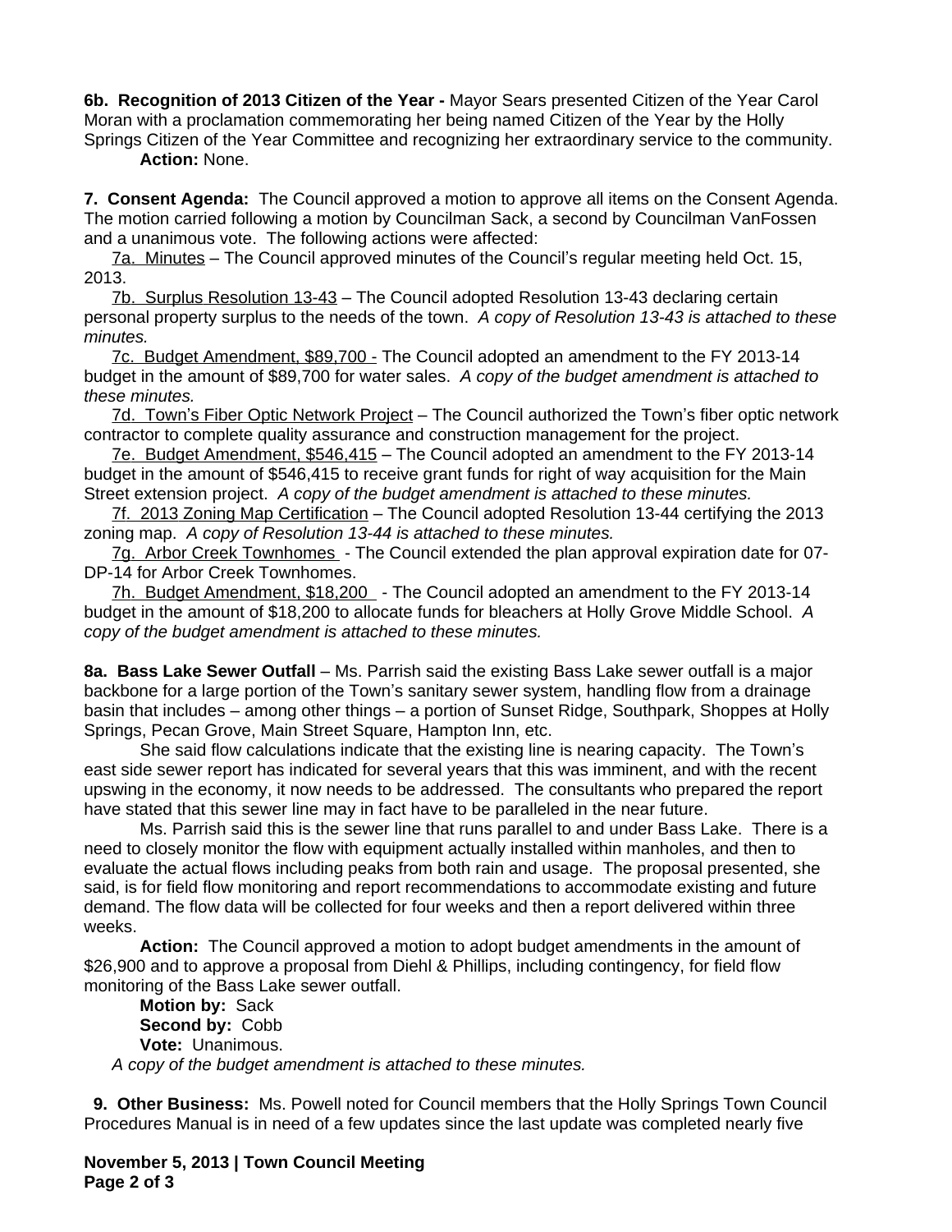**6b. Recognition of 2013 Citizen of the Year -** Mayor Sears presented Citizen of the Year Carol Moran with a proclamation commemorating her being named Citizen of the Year by the Holly Springs Citizen of the Year Committee and recognizing her extraordinary service to the community.

**Action:** None.

**7. Consent Agenda:** The Council approved a motion to approve all items on the Consent Agenda. The motion carried following a motion by Councilman Sack, a second by Councilman VanFossen and a unanimous vote. The following actions were affected:

7a. Minutes – The Council approved minutes of the Council's regular meeting held Oct. 15, 2013.

7b. Surplus Resolution 13-43 – The Council adopted Resolution 13-43 declaring certain personal property surplus to the needs of the town. *A copy of Resolution 13-43 is attached to these minutes.*

7c. Budget Amendment, $89,700 - The Council adopted an amendment to the FY 2013-14 budget in the amount of $89,700 for water sales. *A copy of the budget amendment is attached to these minutes.*

7d. Town's Fiber Optic Network Project – The Council authorized the Town's fiber optic network contractor to complete quality assurance and construction management for the project.

7e. Budget Amendment, $546,415 – The Council adopted an amendment to the FY 2013-14 budget in the amount of $546,415 to receive grant funds for right of way acquisition for the Main Street extension project. *A copy of the budget amendment is attached to these minutes.*

7f. 2013 Zoning Map Certification – The Council adopted Resolution 13-44 certifying the 2013 zoning map. *A copy of Resolution 13-44 is attached to these minutes.*

7g. Arbor Creek Townhomes - The Council extended the plan approval expiration date for 07-DP-14 for Arbor Creek Townhomes.

7h. Budget Amendment, $18,200 - The Council adopted an amendment to the FY 2013-14 budget in the amount of $18,200 to allocate funds for bleachers at Holly Grove Middle School. *A copy of the budget amendment is attached to these minutes.*

**8a. Bass Lake Sewer Outfall** – Ms. Parrish said the existing Bass Lake sewer outfall is a major backbone for a large portion of the Town's sanitary sewer system, handling flow from a drainage basin that includes – among other things – a portion of Sunset Ridge, Southpark, Shoppes at Holly Springs, Pecan Grove, Main Street Square, Hampton Inn, etc.

She said flow calculations indicate that the existing line is nearing capacity. The Town's east side sewer report has indicated for several years that this was imminent, and with the recent upswing in the economy, it now needs to be addressed. The consultants who prepared the report have stated that this sewer line may in fact have to be paralleled in the near future.

Ms. Parrish said this is the sewer line that runs parallel to and under Bass Lake. There is a need to closely monitor the flow with equipment actually installed within manholes, and then to evaluate the actual flows including peaks from both rain and usage. The proposal presented, she said, is for field flow monitoring and report recommendations to accommodate existing and future demand. The flow data will be collected for four weeks and then a report delivered within three weeks.

**Action:** The Council approved a motion to adopt budget amendments in the amount of $26,900 and to approve a proposal from Diehl & Phillips, including contingency, for field flow monitoring of the Bass Lake sewer outfall.

**Motion by:** Sack
**Second by:** Cobb
**Vote:** Unanimous.

*A copy of the budget amendment is attached to these minutes.*

**9. Other Business:** Ms. Powell noted for Council members that the Holly Springs Town Council Procedures Manual is in need of a few updates since the last update was completed nearly five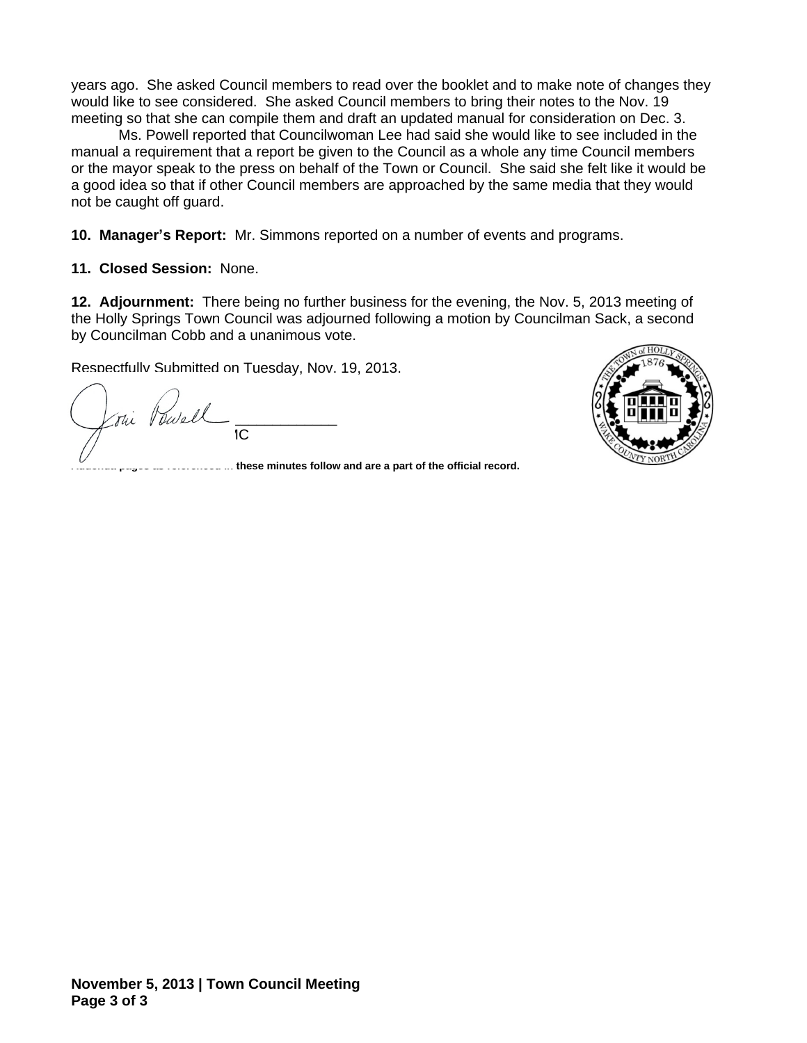years ago. She asked Council members to read over the booklet and to make note of changes they would like to see considered. She asked Council members to bring their notes to the Nov. 19 meeting so that she can compile them and draft an updated manual for consideration on Dec. 3.

Ms. Powell reported that Councilwoman Lee had said she would like to see included in the manual a requirement that a report be given to the Council as a whole any time Council members or the mayor speak to the press on behalf of the Town or Council. She said she felt like it would be a good idea so that if other Council members are approached by the same media that they would not be caught off guard.

**10. Manager's Report:** Mr. Simmons reported on a number of events and programs.

**11. Closed Session:** None.

**12. Adjournment:** There being no further business for the evening, the Nov. 5, 2013 meeting of the Holly Springs Town Council was adjourned following a motion by Councilman Sack, a second by Councilman Cobb and a unanimous vote.

Respectfully Submitted on Tuesday, Nov. 19, 2013.

Joni Powell ___________
MC

**these minutes follow and are a part of the official record.**